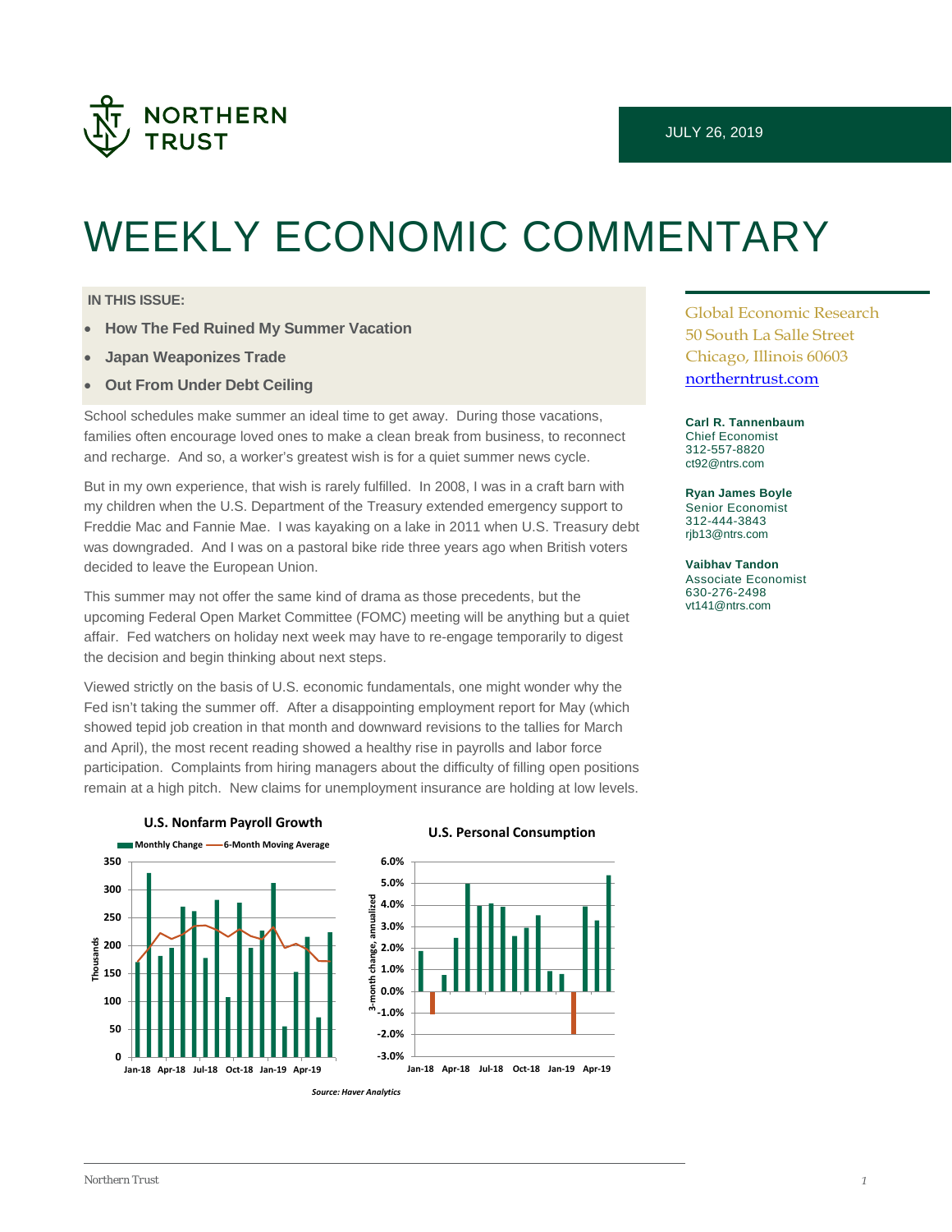NORTHERN TRUST

JULY 26, 2019

# WEEKLY ECONOMIC COMMENTARY

**IN THIS ISSUE:**

- **How The Fed Ruined My Summer Vacation**
- **Japan Weaponizes Trade**
- **Out From Under Debt Ceiling**

School schedules make summer an ideal time to get away. During those vacations, families often encourage loved ones to make a clean break from business, to reconnect and recharge. And so, a worker's greatest wish is for a quiet summer news cycle.

But in my own experience, that wish is rarely fulfilled. In 2008, I was in a craft barn with my children when the U.S. Department of the Treasury extended emergency support to Freddie Mac and Fannie Mae. I was kayaking on a lake in 2011 when U.S. Treasury debt was downgraded. And I was on a pastoral bike ride three years ago when British voters decided to leave the European Union.

This summer may not offer the same kind of drama as those precedents, but the upcoming Federal Open Market Committee (FOMC) meeting will be anything but a quiet affair. Fed watchers on holiday next week may have to re-engage temporarily to digest the decision and begin thinking about next steps.

Viewed strictly on the basis of U.S. economic fundamentals, one might wonder why the Fed isn't taking the summer off. After a disappointing employment report for May (which showed tepid job creation in that month and downward revisions to the tallies for March and April), the most recent reading showed a healthy rise in payrolls and labor force participation. Complaints from hiring managers about the difficulty of filling open positions remain at a high pitch. New claims for unemployment insurance are holding at low levels.

**U.S. Nonfarm Payroll Growth**

**U.S. Personal Consumption**

*Source: Haver Analytics*

Global Economic Research
50 South La Salle Street
Chicago, Illinois 60603
northerntrust.com

**Carl R. Tannenbaum**
Chief Economist
312-557-8820
ct92@ntrs.com

**Ryan James Boyle**
Senior Economist
312-444-3843
rjb13@ntrs.com

**Vaibhav Tandon**
Associate Economist
630-276-2498
vt141@ntrs.com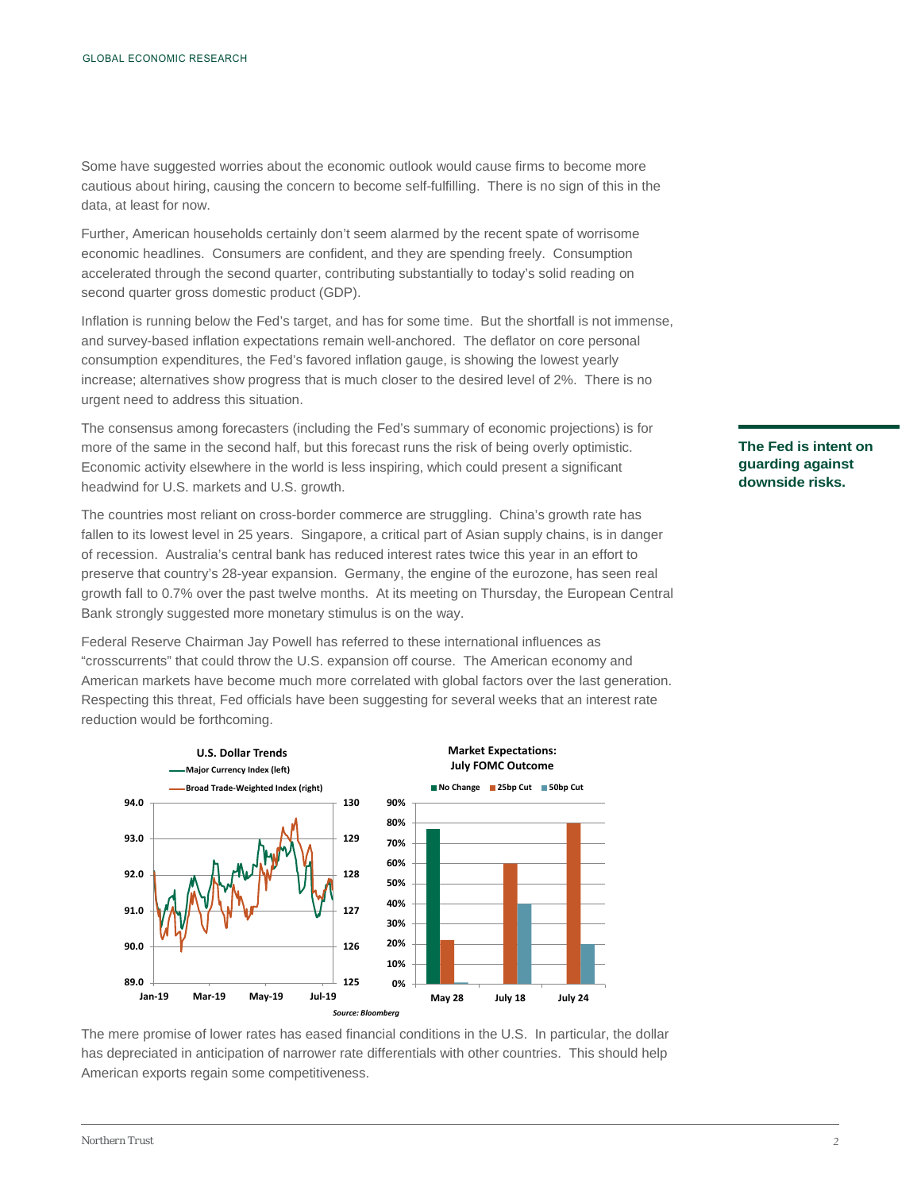Some have suggested worries about the economic outlook would cause firms to become more cautious about hiring, causing the concern to become self-fulfilling. There is no sign of this in the data, at least for now.

Further, American households certainly don't seem alarmed by the recent spate of worrisome economic headlines. Consumers are confident, and they are spending freely. Consumption accelerated through the second quarter, contributing substantially to today's solid reading on second quarter gross domestic product (GDP).

Inflation is running below the Fed's target, and has for some time. But the shortfall is not immense, and survey-based inflation expectations remain well-anchored. The deflator on core personal consumption expenditures, the Fed's favored inflation gauge, is showing the lowest yearly increase; alternatives show progress that is much closer to the desired level of 2%. There is no urgent need to address this situation.

**The Fed is intent on guarding against downside risks.**

The consensus among forecasters (including the Fed's summary of economic projections) is for more of the same in the second half, but this forecast runs the risk of being overly optimistic. Economic activity elsewhere in the world is less inspiring, which could present a significant headwind for U.S. markets and U.S. growth.

The countries most reliant on cross-border commerce are struggling. China's growth rate has fallen to its lowest level in 25 years. Singapore, a critical part of Asian supply chains, is in danger of recession. Australia's central bank has reduced interest rates twice this year in an effort to preserve that country's 28-year expansion. Germany, the engine of the eurozone, has seen real growth fall to 0.7% over the past twelve months. At its meeting on Thursday, the European Central Bank strongly suggested more monetary stimulus is on the way.

Federal Reserve Chairman Jay Powell has referred to these international influences as "crosscurrents" that could throw the U.S. expansion off course. The American economy and American markets have become much more correlated with global factors over the last generation. Respecting this threat, Fed officials have been suggesting for several weeks that an interest rate reduction would be forthcoming.

**U.S. Dollar Trends**

**Market Expectations: July FOMC Outcome**

| | No Change | 25bp Cut | 50bp Cut |
|---|---|---|---|
| May 28 | ~77% | ~22% | ~1% |
| July 18 | 0% | ~60% | ~40% |
| July 24 | 0% | ~80% | ~20% |

*Source: Bloomberg*

The mere promise of lower rates has eased financial conditions in the U.S. In particular, the dollar has depreciated in anticipation of narrower rate differentials with other countries. This should help American exports regain some competitiveness.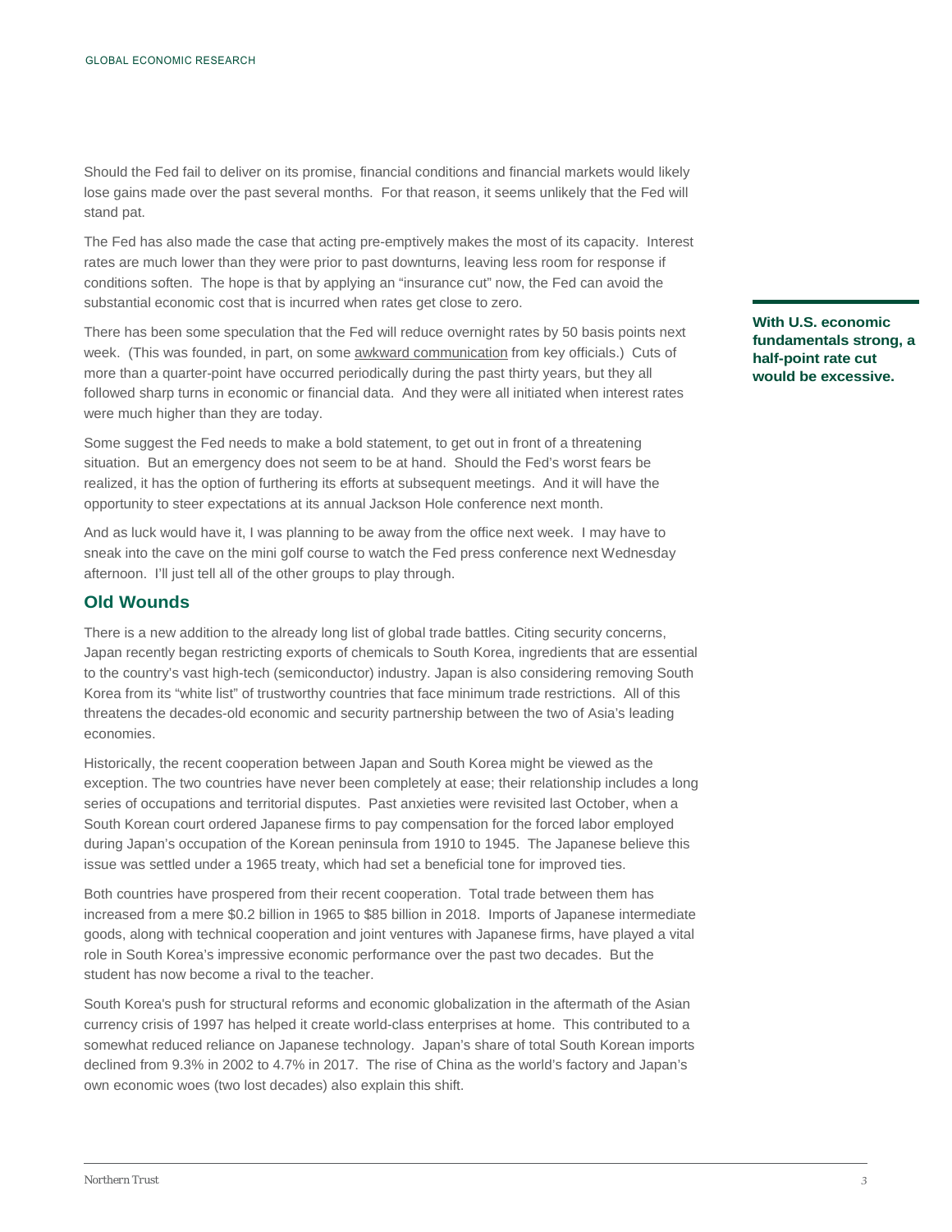Should the Fed fail to deliver on its promise, financial conditions and financial markets would likely lose gains made over the past several months. For that reason, it seems unlikely that the Fed will stand pat.

The Fed has also made the case that acting pre-emptively makes the most of its capacity. Interest rates are much lower than they were prior to past downturns, leaving less room for response if conditions soften. The hope is that by applying an "insurance cut" now, the Fed can avoid the substantial economic cost that is incurred when rates get close to zero.

**With U.S. economic fundamentals strong, a half-point rate cut would be excessive.**

There has been some speculation that the Fed will reduce overnight rates by 50 basis points next week. (This was founded, in part, on some awkward communication from key officials.) Cuts of more than a quarter-point have occurred periodically during the past thirty years, but they all followed sharp turns in economic or financial data. And they were all initiated when interest rates were much higher than they are today.

Some suggest the Fed needs to make a bold statement, to get out in front of a threatening situation. But an emergency does not seem to be at hand. Should the Fed's worst fears be realized, it has the option of furthering its efforts at subsequent meetings. And it will have the opportunity to steer expectations at its annual Jackson Hole conference next month.

And as luck would have it, I was planning to be away from the office next week. I may have to sneak into the cave on the mini golf course to watch the Fed press conference next Wednesday afternoon. I'll just tell all of the other groups to play through.

## Old Wounds

There is a new addition to the already long list of global trade battles. Citing security concerns, Japan recently began restricting exports of chemicals to South Korea, ingredients that are essential to the country's vast high-tech (semiconductor) industry. Japan is also considering removing South Korea from its "white list" of trustworthy countries that face minimum trade restrictions. All of this threatens the decades-old economic and security partnership between the two of Asia's leading economies.

Historically, the recent cooperation between Japan and South Korea might be viewed as the exception. The two countries have never been completely at ease; their relationship includes a long series of occupations and territorial disputes. Past anxieties were revisited last October, when a South Korean court ordered Japanese firms to pay compensation for the forced labor employed during Japan's occupation of the Korean peninsula from 1910 to 1945. The Japanese believe this issue was settled under a 1965 treaty, which had set a beneficial tone for improved ties.

Both countries have prospered from their recent cooperation. Total trade between them has increased from a mere $0.2 billion in 1965 to $85 billion in 2018. Imports of Japanese intermediate goods, along with technical cooperation and joint ventures with Japanese firms, have played a vital role in South Korea's impressive economic performance over the past two decades. But the student has now become a rival to the teacher.

South Korea's push for structural reforms and economic globalization in the aftermath of the Asian currency crisis of 1997 has helped it create world-class enterprises at home. This contributed to a somewhat reduced reliance on Japanese technology. Japan's share of total South Korean imports declined from 9.3% in 2002 to 4.7% in 2017. The rise of China as the world's factory and Japan's own economic woes (two lost decades) also explain this shift.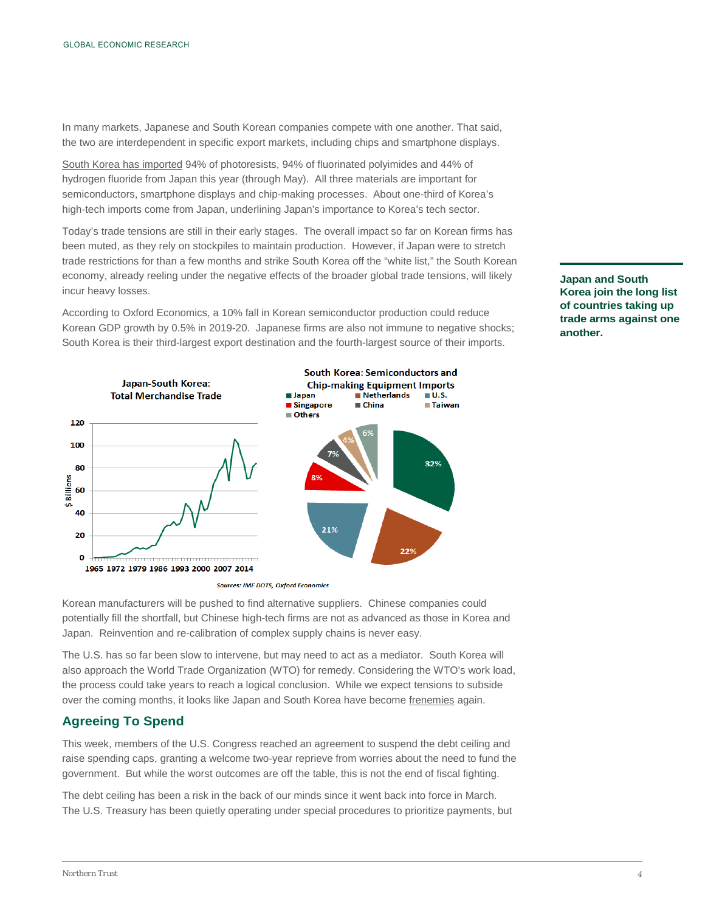In many markets, Japanese and South Korean companies compete with one another. That said, the two are interdependent in specific export markets, including chips and smartphone displays.

South Korea has imported 94% of photoresists, 94% of fluorinated polyimides and 44% of hydrogen fluoride from Japan this year (through May). All three materials are important for semiconductors, smartphone displays and chip-making processes. About one-third of Korea's high-tech imports come from Japan, underlining Japan's importance to Korea's tech sector.

Today's trade tensions are still in their early stages. The overall impact so far on Korean firms has been muted, as they rely on stockpiles to maintain production. However, if Japan were to stretch trade restrictions for than a few months and strike South Korea off the "white list," the South Korean economy, already reeling under the negative effects of the broader global trade tensions, will likely incur heavy losses.

**Japan and South Korea join the long list of countries taking up trade arms against one another.**

According to Oxford Economics, a 10% fall in Korean semiconductor production could reduce Korean GDP growth by 0.5% in 2019-20. Japanese firms are also not immune to negative shocks; South Korea is their third-largest export destination and the fourth-largest source of their imports.

**Japan-South Korea: Total Merchandise Trade**

**South Korea: Semiconductors and Chip-making Equipment Imports**

| Country | Share |
|---|---|
| Japan | 32% |
| Netherlands | 22% |
| U.S. | 21% |
| Singapore | 8% |
| China | 7% |
| Taiwan | 4% |
| Others | 6% |

*Sources: IMF DOTS, Oxford Economics*

Korean manufacturers will be pushed to find alternative suppliers. Chinese companies could potentially fill the shortfall, but Chinese high-tech firms are not as advanced as those in Korea and Japan. Reinvention and re-calibration of complex supply chains is never easy.

The U.S. has so far been slow to intervene, but may need to act as a mediator. South Korea will also approach the World Trade Organization (WTO) for remedy. Considering the WTO's work load, the process could take years to reach a logical conclusion. While we expect tensions to subside over the coming months, it looks like Japan and South Korea have become frenemies again.

## Agreeing To Spend

This week, members of the U.S. Congress reached an agreement to suspend the debt ceiling and raise spending caps, granting a welcome two-year reprieve from worries about the need to fund the government. But while the worst outcomes are off the table, this is not the end of fiscal fighting.

The debt ceiling has been a risk in the back of our minds since it went back into force in March. The U.S. Treasury has been quietly operating under special procedures to prioritize payments, but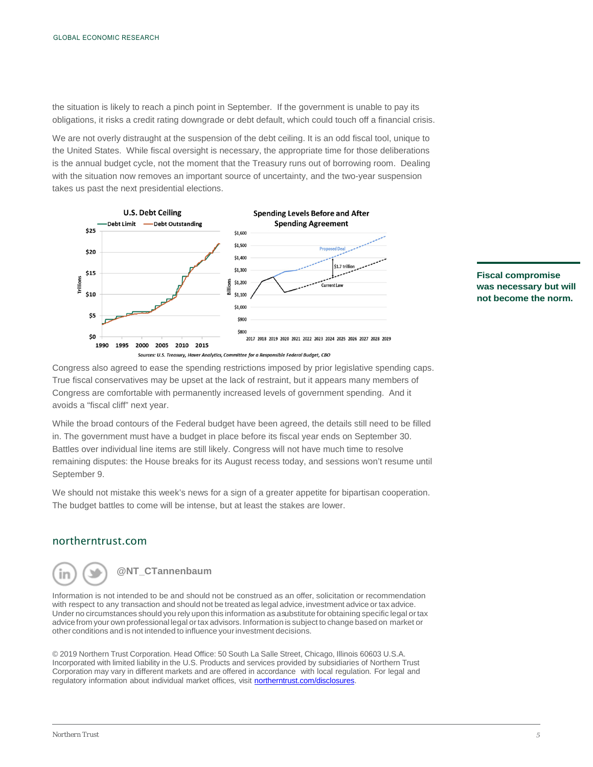the situation is likely to reach a pinch point in September. If the government is unable to pay its obligations, it risks a credit rating downgrade or debt default, which could touch off a financial crisis.

We are not overly distraught at the suspension of the debt ceiling. It is an odd fiscal tool, unique to the United States. While fiscal oversight is necessary, the appropriate time for those deliberations is the annual budget cycle, not the moment that the Treasury runs out of borrowing room. Dealing with the situation now removes an important source of uncertainty, and the two-year suspension takes us past the next presidential elections.

**U.S. Debt Ceiling**

Debt Limit
Debt Outstanding

Trillions

$25
$20
$15
$10
$5
$0

1990 1995 2000 2005 2010 2015

**Spending Levels Before and After Spending Agreement**

Billions

$1,600
$1,500
$1,400
$1,300
$1,200
$1,100
$1,000
$900
$800

2017 2018 2019 2020 2021 2022 2023 2024 2025 2026 2027 2028 2029

Proposed Deal
$1.7 trillion
Current Law

*Sources: U.S. Treasury, Haver Analytics, Committee for a Responsible Federal Budget, CBO*

Congress also agreed to ease the spending restrictions imposed by prior legislative spending caps. True fiscal conservatives may be upset at the lack of restraint, but it appears many members of Congress are comfortable with permanently increased levels of government spending. And it avoids a "fiscal cliff" next year.

**Fiscal compromise was necessary but will not become the norm.**

While the broad contours of the Federal budget have been agreed, the details still need to be filled in. The government must have a budget in place before its fiscal year ends on September 30. Battles over individual line items are still likely. Congress will not have much time to resolve remaining disputes: the House breaks for its August recess today, and sessions won't resume until September 9.

We should not mistake this week's news for a sign of a greater appetite for bipartisan cooperation. The budget battles to come will be intense, but at least the stakes are lower.

## northerntrust.com

**@NT_CTannenbaum**

Information is not intended to be and should not be construed as an offer, solicitation or recommendation with respect to any transaction and should not be treated as legal advice, investment advice or tax advice. Under no circumstances should you rely upon this information as a substitute for obtaining specific legal or tax advice from your own professional legal or tax advisors. Information is subject to change based on market or other conditions and is not intended to influence your investment decisions.

© 2019 Northern Trust Corporation. Head Office: 50 South La Salle Street, Chicago, Illinois 60603 U.S.A. Incorporated with limited liability in the U.S. Products and services provided by subsidiaries of Northern Trust Corporation may vary in different markets and are offered in accordance with local regulation. For legal and regulatory information about individual market offices, visit [northerntrust.com/disclosures](northerntrust.com/disclosures).